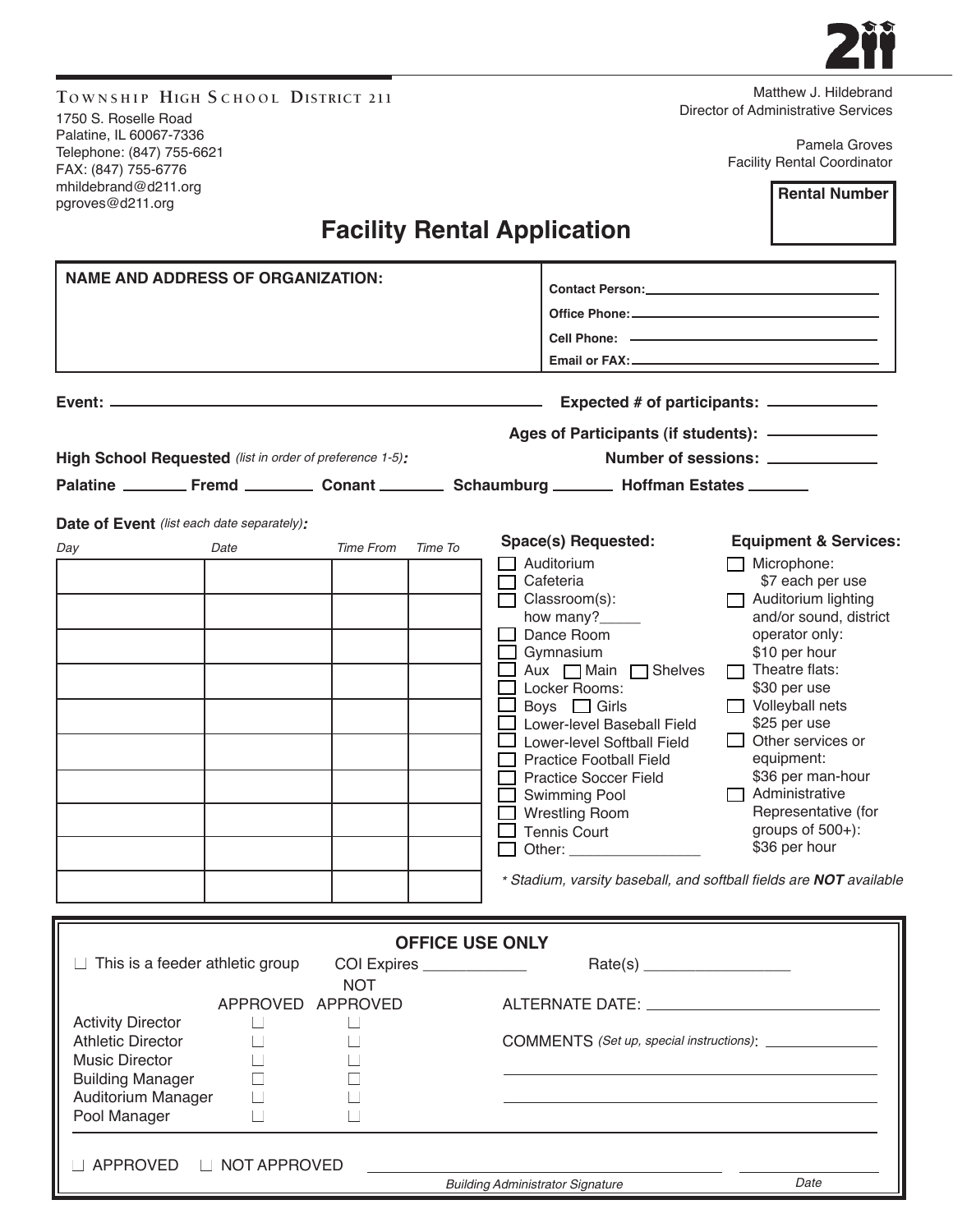**TOWNSHIP HIGH SCHOOL DISTRICT 211**
1750 S. Roselle Road
Palatine, IL 60067-7336
Telephone: (847) 755-6621
FAX: (847) 755-6776
mhildebrand@d211.org
pgroves@d211.org

Matthew J. Hildebrand
Director of Administrative Services

Pamela Groves
Facility Rental Coordinator

| Rental Number |
|---|
| |

# Facility Rental Application

| NAME AND ADDRESS OF ORGANIZATION: | Contact Person: ______ |
|---|---|
| | Office Phone: ______ |
| | Cell Phone: ______ |
| | Email or FAX: ______ |

**Event:** ______________________ **Expected # of participants:** __________

**Ages of Participants (if students):** __________

**High School Requested** *(list in order of preference 1-5)***:** **Number of sessions:** __________

**Palatine** _______ **Fremd** _______ **Conant** _______ **Schaumburg** _______ **Hoffman Estates** _______

**Date of Event** *(list each date separately)***:**

| *Day* | *Date* | *Time From* | *Time To* |
|---|---|---|---|
| | | | |
| | | | |
| | | | |
| | | | |
| | | | |
| | | | |
| | | | |
| | | | |
| | | | |
| | | | |

**Space(s) Requested:**

- ☐ Auditorium
- ☐ Cafeteria
- ☐ Classroom(s): how many?_____
- ☐ Dance Room
- ☐ Gymnasium
- ☐ Aux ☐ Main ☐ Shelves
- ☐ Locker Rooms:
- ☐ Boys ☐ Girls
- ☐ Lower-level Baseball Field
- ☐ Lower-level Softball Field
- ☐ Practice Football Field
- ☐ Practice Soccer Field
- ☐ Swimming Pool
- ☐ Wrestling Room
- ☐ Tennis Court
- ☐ Other: ______________

**Equipment & Services:**

- ☐ Microphone: $7 each per use
- ☐ Auditorium lighting and/or sound, district operator only: $10 per hour
- ☐ Theatre flats: $30 per use
- ☐ Volleyball nets $25 per use
- ☐ Other services or equipment: $36 per man-hour
- ☐ Administrative Representative (for groups of 500+): $36 per hour

*\* Stadium, varsity baseball, and softball fields are **NOT** available*

---

**OFFICE USE ONLY**

☐ This is a feeder athletic group COI Expires __________ Rate(s) ______________

| | APPROVED | NOT APPROVED |
|---|---|---|
| Activity Director | ☐ | ☐ |
| Athletic Director | ☐ | ☐ |
| Music Director | ☐ | ☐ |
| Building Manager | ☐ | ☐ |
| Auditorium Manager | ☐ | ☐ |
| Pool Manager | ☐ | ☐ |

ALTERNATE DATE: ______________________

COMMENTS *(Set up, special instructions)*: ______________________

______________________

______________________

☐ APPROVED ☐ NOT APPROVED

______________________ ______________
*Building Administrator Signature* *Date*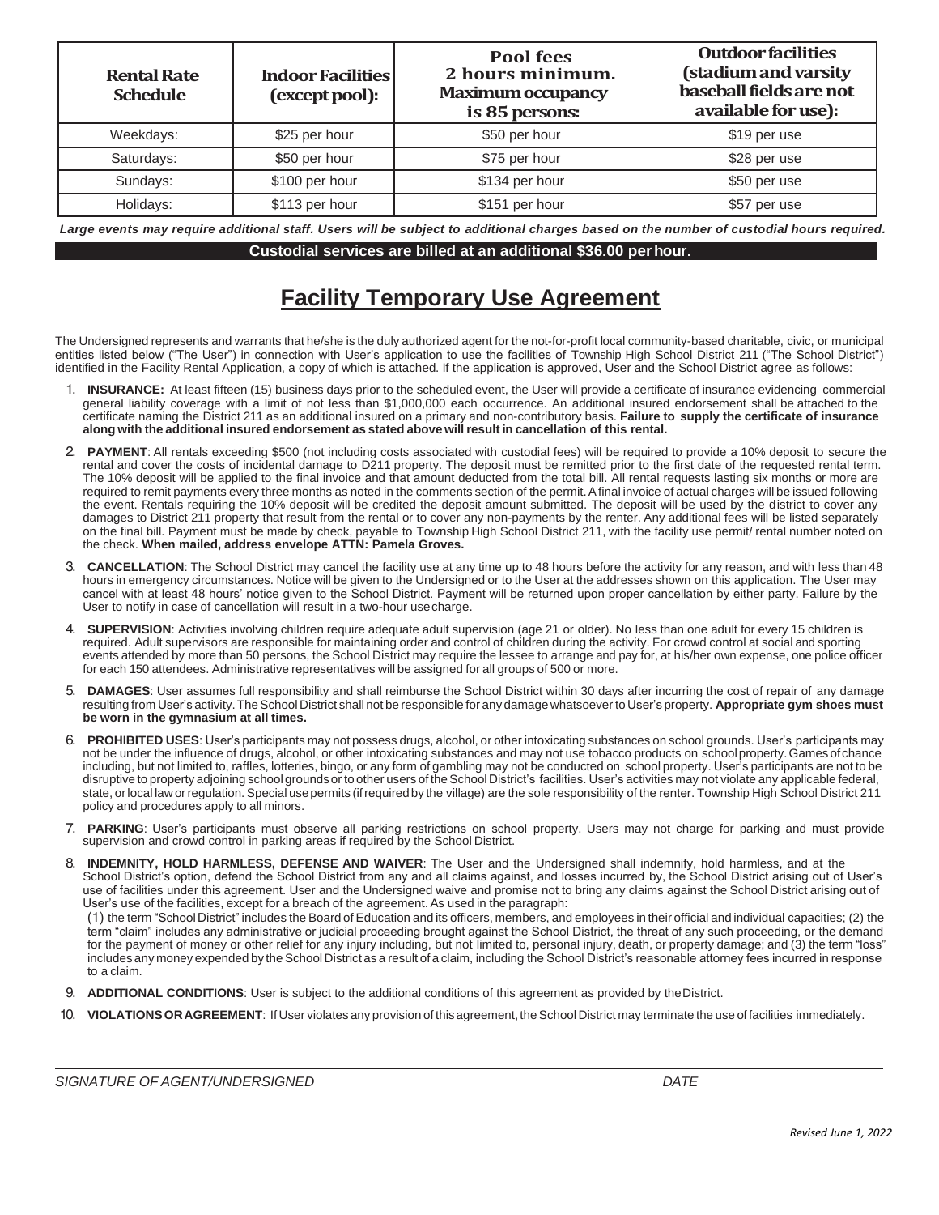| Rental Rate Schedule | Indoor Facilities (except pool): | Pool fees 2 hours minimum. Maximum occupancy is 85 persons: | Outdoor facilities (stadium and varsity baseball fields are not available for use): |
|---|---|---|---|
| Weekdays: | $25 per hour | $50 per hour | $19 per use |
| Saturdays: | $50 per hour | $75 per hour | $28 per use |
| Sundays: | $100 per hour | $134 per hour | $50 per use |
| Holidays: | $113 per hour | $151 per hour | $57 per use |

***Large events may require additional staff. Users will be subject to additional charges based on the number of custodial hours required.***

**Custodial services are billed at an additional $36.00 per hour.**

# Facility Temporary Use Agreement

The Undersigned represents and warrants that he/she is the duly authorized agent for the not-for-profit local community-based charitable, civic, or municipal entities listed below ("The User") in connection with User's application to use the facilities of Township High School District 211 ("The School District") identified in the Facility Rental Application, a copy of which is attached. If the application is approved, User and the School District agree as follows:

1. **INSURANCE:** At least fifteen (15) business days prior to the scheduled event, the User will provide a certificate of insurance evidencing commercial general liability coverage with a limit of not less than $1,000,000 each occurrence. An additional insured endorsement shall be attached to the certificate naming the District 211 as an additional insured on a primary and non-contributory basis. **Failure to supply the certificate of insurance along with the additional insured endorsement as stated above will result in cancellation of this rental.**

2. **PAYMENT**: All rentals exceeding $500 (not including costs associated with custodial fees) will be required to provide a 10% deposit to secure the rental and cover the costs of incidental damage to D211 property. The deposit must be remitted prior to the first date of the requested rental term. The 10% deposit will be applied to the final invoice and that amount deducted from the total bill. All rental requests lasting six months or more are required to remit payments every three months as noted in the comments section of the permit. A final invoice of actual charges will be issued following the event. Rentals requiring the 10% deposit will be credited the deposit amount submitted. The deposit will be used by the district to cover any damages to District 211 property that result from the rental or to cover any non-payments by the renter. Any additional fees will be listed separately on the final bill. Payment must be made by check, payable to Township High School District 211, with the facility use permit/ rental number noted on the check. **When mailed, address envelope ATTN: Pamela Groves.**

3. **CANCELLATION**: The School District may cancel the facility use at any time up to 48 hours before the activity for any reason, and with less than 48 hours in emergency circumstances. Notice will be given to the Undersigned or to the User at the addresses shown on this application. The User may cancel with at least 48 hours' notice given to the School District. Payment will be returned upon proper cancellation by either party. Failure by the User to notify in case of cancellation will result in a two-hour use charge.

4. **SUPERVISION**: Activities involving children require adequate adult supervision (age 21 or older). No less than one adult for every 15 children is required. Adult supervisors are responsible for maintaining order and control of children during the activity. For crowd control at social and sporting events attended by more than 50 persons, the School District may require the lessee to arrange and pay for, at his/her own expense, one police officer for each 150 attendees. Administrative representatives will be assigned for all groups of 500 or more.

5. **DAMAGES**: User assumes full responsibility and shall reimburse the School District within 30 days after incurring the cost of repair of any damage resulting from User's activity. The School District shall not be responsible for any damage whatsoever to User's property. **Appropriate gym shoes must be worn in the gymnasium at all times.**

6. **PROHIBITED USES**: User's participants may not possess drugs, alcohol, or other intoxicating substances on school grounds. User's participants may not be under the influence of drugs, alcohol, or other intoxicating substances and may not use tobacco products on school property. Games of chance including, but not limited to, raffles, lotteries, bingo, or any form of gambling may not be conducted on school property. User's participants are not to be disruptive to property adjoining school grounds or to other users of the School District's facilities. User's activities may not violate any applicable federal, state, or local law or regulation. Special use permits (if required by the village) are the sole responsibility of the renter. Township High School District 211 policy and procedures apply to all minors.

7. **PARKING**: User's participants must observe all parking restrictions on school property. Users may not charge for parking and must provide supervision and crowd control in parking areas if required by the School District.

8. **INDEMNITY, HOLD HARMLESS, DEFENSE AND WAIVER**: The User and the Undersigned shall indemnify, hold harmless, and at the School District's option, defend the School District from any and all claims against, and losses incurred by, the School District arising out of User's use of facilities under this agreement. User and the Undersigned waive and promise not to bring any claims against the School District arising out of User's use of the facilities, except for a breach of the agreement. As used in the paragraph:
(1) the term "School District" includes the Board of Education and its officers, members, and employees in their official and individual capacities; (2) the term "claim" includes any administrative or judicial proceeding brought against the School District, the threat of any such proceeding, or the demand for the payment of money or other relief for any injury including, but not limited to, personal injury, death, or property damage; and (3) the term "loss" includes any money expended by the School District as a result of a claim, including the School District's reasonable attorney fees incurred in response to a claim.

9. **ADDITIONAL CONDITIONS**: User is subject to the additional conditions of this agreement as provided by the District.

10. **VIOLATIONS OR AGREEMENT**: If User violates any provision of this agreement, the School District may terminate the use of facilities immediately.

*SIGNATURE OF AGENT/UNDERSIGNED* *DATE*

*Revised June 1, 2022*